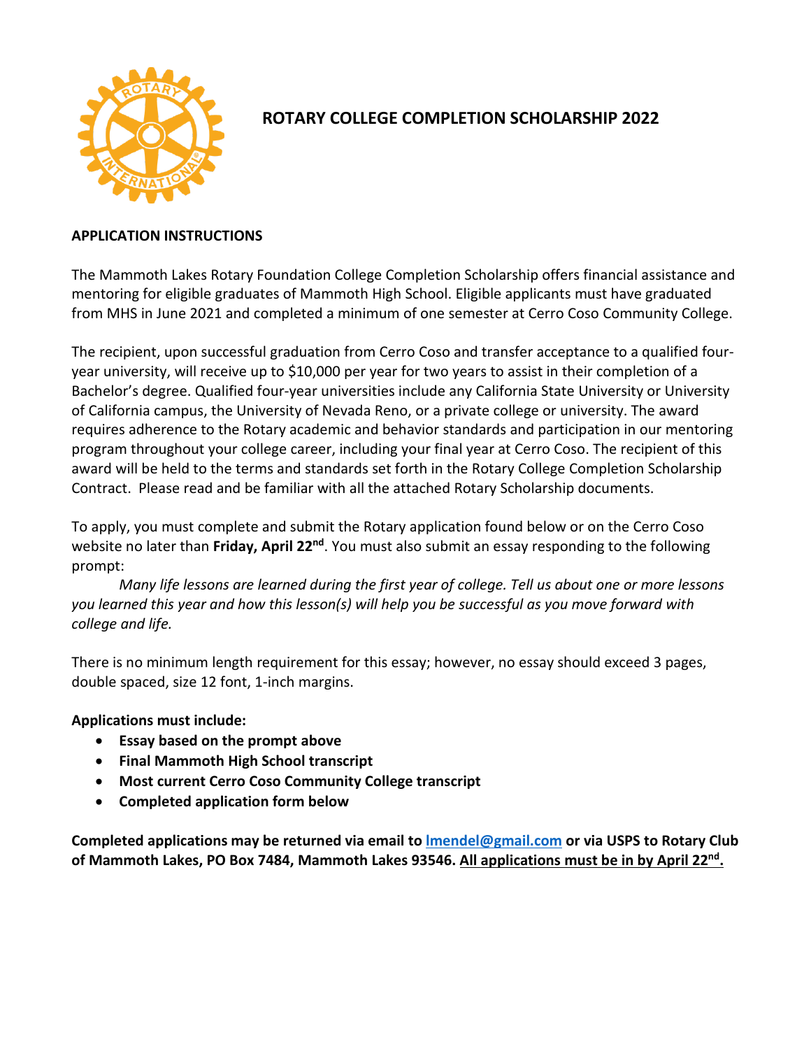# ROTARY COLLEGE COMPLETION SCHOLARSHIP 2022

**APPLICATION INSTRUCTIONS**

The Mammoth Lakes Rotary Foundation College Completion Scholarship offers financial assistance and mentoring for eligible graduates of Mammoth High School. Eligible applicants must have graduated from MHS in June 2021 and completed a minimum of one semester at Cerro Coso Community College.

The recipient, upon successful graduation from Cerro Coso and transfer acceptance to a qualified four-year university, will receive up to $10,000 per year for two years to assist in their completion of a Bachelor's degree. Qualified four-year universities include any California State University or University of California campus, the University of Nevada Reno, or a private college or university. The award requires adherence to the Rotary academic and behavior standards and participation in our mentoring program throughout your college career, including your final year at Cerro Coso. The recipient of this award will be held to the terms and standards set forth in the Rotary College Completion Scholarship Contract. Please read and be familiar with all the attached Rotary Scholarship documents.

To apply, you must complete and submit the Rotary application found below or on the Cerro Coso website no later than **Friday, April 22nd**. You must also submit an essay responding to the following prompt:

*Many life lessons are learned during the first year of college. Tell us about one or more lessons you learned this year and how this lesson(s) will help you be successful as you move forward with college and life.*

There is no minimum length requirement for this essay; however, no essay should exceed 3 pages, double spaced, size 12 font, 1-inch margins.

**Applications must include:**

- **Essay based on the prompt above**
- **Final Mammoth High School transcript**
- **Most current Cerro Coso Community College transcript**
- **Completed application form below**

**Completed applications may be returned via email to [lmendel@gmail.com](mailto:lmendel@gmail.com) or via USPS to Rotary Club of Mammoth Lakes, PO Box 7484, Mammoth Lakes 93546. <u>All applications must be in by April 22nd.</u>**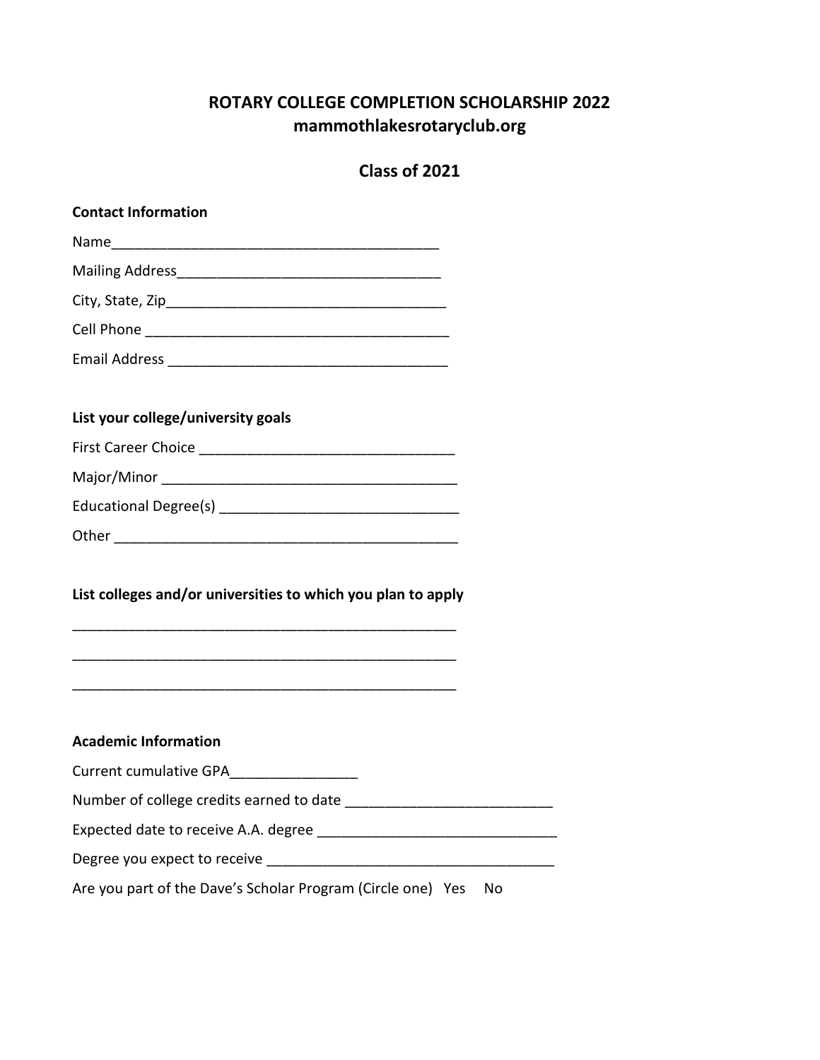# ROTARY COLLEGE COMPLETION SCHOLARSHIP 2022
**mammothlakesrotaryclub.org**

## Class of 2021

**Contact Information**

Name_________________________________________

Mailing Address_________________________________

City, State, Zip___________________________________

Cell Phone _____________________________________

Email Address __________________________________

**List your college/university goals**

First Career Choice ______________________________

Major/Minor ___________________________________

Educational Degree(s) ____________________________

Other ________________________________________

**List colleges and/or universities to which you plan to apply**

_______________________________________________

_______________________________________________

_______________________________________________

**Academic Information**

Current cumulative GPA________________

Number of college credits earned to date _________________________

Expected date to receive A.A. degree _____________________________

Degree you expect to receive ___________________________________

Are you part of the Dave's Scholar Program (Circle one) Yes No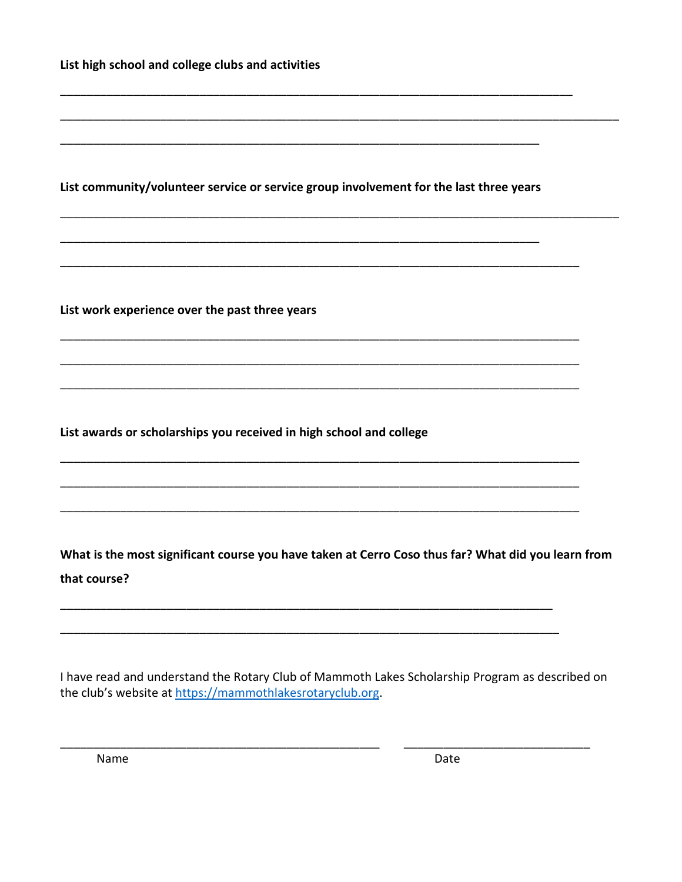**List high school and college clubs and activities**

\_\_\_\_\_\_\_\_\_\_\_\_\_\_\_\_\_\_\_\_\_\_\_\_\_\_\_\_\_\_\_\_\_\_\_\_\_\_\_\_\_\_\_\_\_\_\_\_\_\_\_\_\_\_\_\_\_\_\_\_\_\_\_\_\_\_\_\_\_\_\_\_\_\_\_\_\_\_

\_\_\_\_\_\_\_\_\_\_\_\_\_\_\_\_\_\_\_\_\_\_\_\_\_\_\_\_\_\_\_\_\_\_\_\_\_\_\_\_\_\_\_\_\_\_\_\_\_\_\_\_\_\_\_\_\_\_\_\_\_\_\_\_\_\_\_\_\_\_\_\_\_\_\_\_\_\_

\_\_\_\_\_\_\_\_\_\_\_\_\_\_\_\_\_\_\_\_\_\_\_\_\_\_\_\_\_\_\_\_\_\_\_\_\_\_\_\_\_\_\_\_\_\_\_\_\_\_\_\_\_\_\_\_\_\_\_\_\_\_\_\_\_\_\_\_\_\_\_\_\_\_\_\_\_\_

**List community/volunteer service or service group involvement for the last three years**

\_\_\_\_\_\_\_\_\_\_\_\_\_\_\_\_\_\_\_\_\_\_\_\_\_\_\_\_\_\_\_\_\_\_\_\_\_\_\_\_\_\_\_\_\_\_\_\_\_\_\_\_\_\_\_\_\_\_\_\_\_\_\_\_\_\_\_\_\_\_\_\_\_\_\_\_\_\_

\_\_\_\_\_\_\_\_\_\_\_\_\_\_\_\_\_\_\_\_\_\_\_\_\_\_\_\_\_\_\_\_\_\_\_\_\_\_\_\_\_\_\_\_\_\_\_\_\_\_\_\_\_\_\_\_\_\_\_\_\_\_\_\_\_\_\_\_\_\_\_\_\_\_\_\_\_\_

\_\_\_\_\_\_\_\_\_\_\_\_\_\_\_\_\_\_\_\_\_\_\_\_\_\_\_\_\_\_\_\_\_\_\_\_\_\_\_\_\_\_\_\_\_\_\_\_\_\_\_\_\_\_\_\_\_\_\_\_\_\_\_\_\_\_\_\_\_\_\_\_\_\_\_\_\_\_

**List work experience over the past three years**

\_\_\_\_\_\_\_\_\_\_\_\_\_\_\_\_\_\_\_\_\_\_\_\_\_\_\_\_\_\_\_\_\_\_\_\_\_\_\_\_\_\_\_\_\_\_\_\_\_\_\_\_\_\_\_\_\_\_\_\_\_\_\_\_\_\_\_\_\_\_\_\_\_\_\_\_\_\_

\_\_\_\_\_\_\_\_\_\_\_\_\_\_\_\_\_\_\_\_\_\_\_\_\_\_\_\_\_\_\_\_\_\_\_\_\_\_\_\_\_\_\_\_\_\_\_\_\_\_\_\_\_\_\_\_\_\_\_\_\_\_\_\_\_\_\_\_\_\_\_\_\_\_\_\_\_\_

\_\_\_\_\_\_\_\_\_\_\_\_\_\_\_\_\_\_\_\_\_\_\_\_\_\_\_\_\_\_\_\_\_\_\_\_\_\_\_\_\_\_\_\_\_\_\_\_\_\_\_\_\_\_\_\_\_\_\_\_\_\_\_\_\_\_\_\_\_\_\_\_\_\_\_\_\_\_

**List awards or scholarships you received in high school and college**

\_\_\_\_\_\_\_\_\_\_\_\_\_\_\_\_\_\_\_\_\_\_\_\_\_\_\_\_\_\_\_\_\_\_\_\_\_\_\_\_\_\_\_\_\_\_\_\_\_\_\_\_\_\_\_\_\_\_\_\_\_\_\_\_\_\_\_\_\_\_\_\_\_\_\_\_\_\_

\_\_\_\_\_\_\_\_\_\_\_\_\_\_\_\_\_\_\_\_\_\_\_\_\_\_\_\_\_\_\_\_\_\_\_\_\_\_\_\_\_\_\_\_\_\_\_\_\_\_\_\_\_\_\_\_\_\_\_\_\_\_\_\_\_\_\_\_\_\_\_\_\_\_\_\_\_\_

\_\_\_\_\_\_\_\_\_\_\_\_\_\_\_\_\_\_\_\_\_\_\_\_\_\_\_\_\_\_\_\_\_\_\_\_\_\_\_\_\_\_\_\_\_\_\_\_\_\_\_\_\_\_\_\_\_\_\_\_\_\_\_\_\_\_\_\_\_\_\_\_\_\_\_\_\_\_

**What is the most significant course you have taken at Cerro Coso thus far? What did you learn from that course?**

\_\_\_\_\_\_\_\_\_\_\_\_\_\_\_\_\_\_\_\_\_\_\_\_\_\_\_\_\_\_\_\_\_\_\_\_\_\_\_\_\_\_\_\_\_\_\_\_\_\_\_\_\_\_\_\_\_\_\_\_\_\_\_\_\_\_\_\_\_\_\_\_\_\_\_\_\_\_

\_\_\_\_\_\_\_\_\_\_\_\_\_\_\_\_\_\_\_\_\_\_\_\_\_\_\_\_\_\_\_\_\_\_\_\_\_\_\_\_\_\_\_\_\_\_\_\_\_\_\_\_\_\_\_\_\_\_\_\_\_\_\_\_\_\_\_\_\_\_\_\_\_\_\_\_\_\_

I have read and understand the Rotary Club of Mammoth Lakes Scholarship Program as described on the club's website at https://mammothlakesrotaryclub.org.

\_\_\_\_\_\_\_\_\_\_\_\_\_\_\_\_\_\_\_\_\_\_\_\_\_\_\_\_\_\_\_\_\_\_\_\_\_\_\_\_\_\_\_\_ \_\_\_\_\_\_\_\_\_\_\_\_\_\_\_\_\_\_\_\_\_\_\_\_\_\_\_\_

Name Date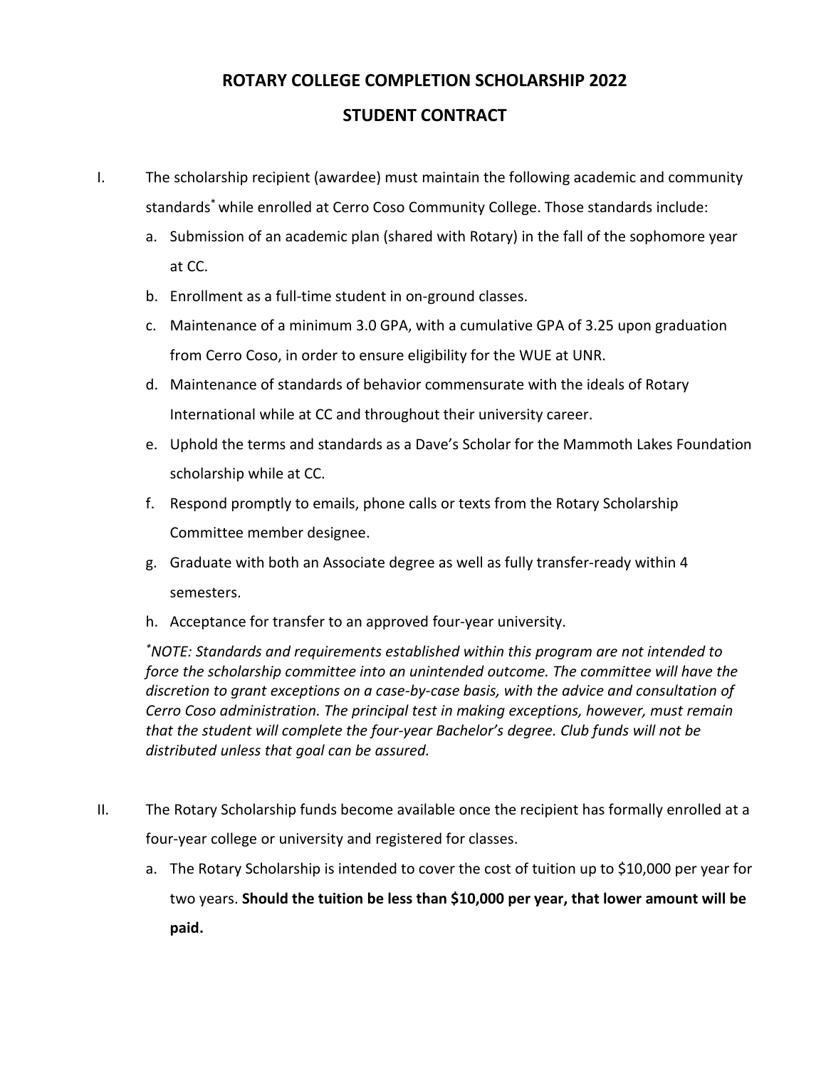# ROTARY COLLEGE COMPLETION SCHOLARSHIP 2022

# STUDENT CONTRACT

I. The scholarship recipient (awardee) must maintain the following academic and community standards* while enrolled at Cerro Coso Community College. Those standards include:

   a. Submission of an academic plan (shared with Rotary) in the fall of the sophomore year at CC.
   b. Enrollment as a full-time student in on-ground classes.
   c. Maintenance of a minimum 3.0 GPA, with a cumulative GPA of 3.25 upon graduation from Cerro Coso, in order to ensure eligibility for the WUE at UNR.
   d. Maintenance of standards of behavior commensurate with the ideals of Rotary International while at CC and throughout their university career.
   e. Uphold the terms and standards as a Dave's Scholar for the Mammoth Lakes Foundation scholarship while at CC.
   f. Respond promptly to emails, phone calls or texts from the Rotary Scholarship Committee member designee.
   g. Graduate with both an Associate degree as well as fully transfer-ready within 4 semesters.
   h. Acceptance for transfer to an approved four-year university.

   *\*NOTE: Standards and requirements established within this program are not intended to force the scholarship committee into an unintended outcome. The committee will have the discretion to grant exceptions on a case-by-case basis, with the advice and consultation of Cerro Coso administration. The principal test in making exceptions, however, must remain that the student will complete the four-year Bachelor's degree. Club funds will not be distributed unless that goal can be assured.*

II. The Rotary Scholarship funds become available once the recipient has formally enrolled at a four-year college or university and registered for classes.

   a. The Rotary Scholarship is intended to cover the cost of tuition up to $10,000 per year for two years. **Should the tuition be less than $10,000 per year, that lower amount will be paid.**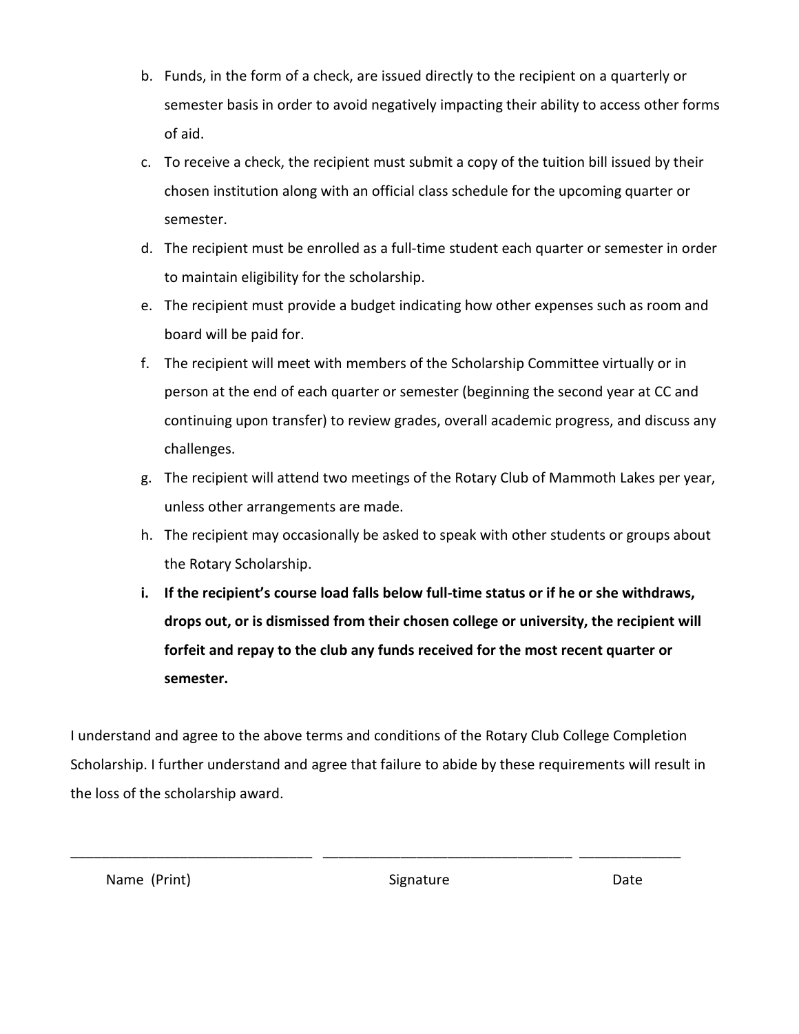b. Funds, in the form of a check, are issued directly to the recipient on a quarterly or semester basis in order to avoid negatively impacting their ability to access other forms of aid.
c. To receive a check, the recipient must submit a copy of the tuition bill issued by their chosen institution along with an official class schedule for the upcoming quarter or semester.
d. The recipient must be enrolled as a full-time student each quarter or semester in order to maintain eligibility for the scholarship.
e. The recipient must provide a budget indicating how other expenses such as room and board will be paid for.
f. The recipient will meet with members of the Scholarship Committee virtually or in person at the end of each quarter or semester (beginning the second year at CC and continuing upon transfer) to review grades, overall academic progress, and discuss any challenges.
g. The recipient will attend two meetings of the Rotary Club of Mammoth Lakes per year, unless other arrangements are made.
h. The recipient may occasionally be asked to speak with other students or groups about the Rotary Scholarship.
i. **If the recipient's course load falls below full-time status or if he or she withdraws, drops out, or is dismissed from their chosen college or university, the recipient will forfeit and repay to the club any funds received for the most recent quarter or semester.**

I understand and agree to the above terms and conditions of the Rotary Club College Completion Scholarship. I further understand and agree that failure to abide by these requirements will result in the loss of the scholarship award.

| | | |
|---|---|---|
| ______________________________ | ______________________________ | ____________ |
| Name (Print) | Signature | Date |